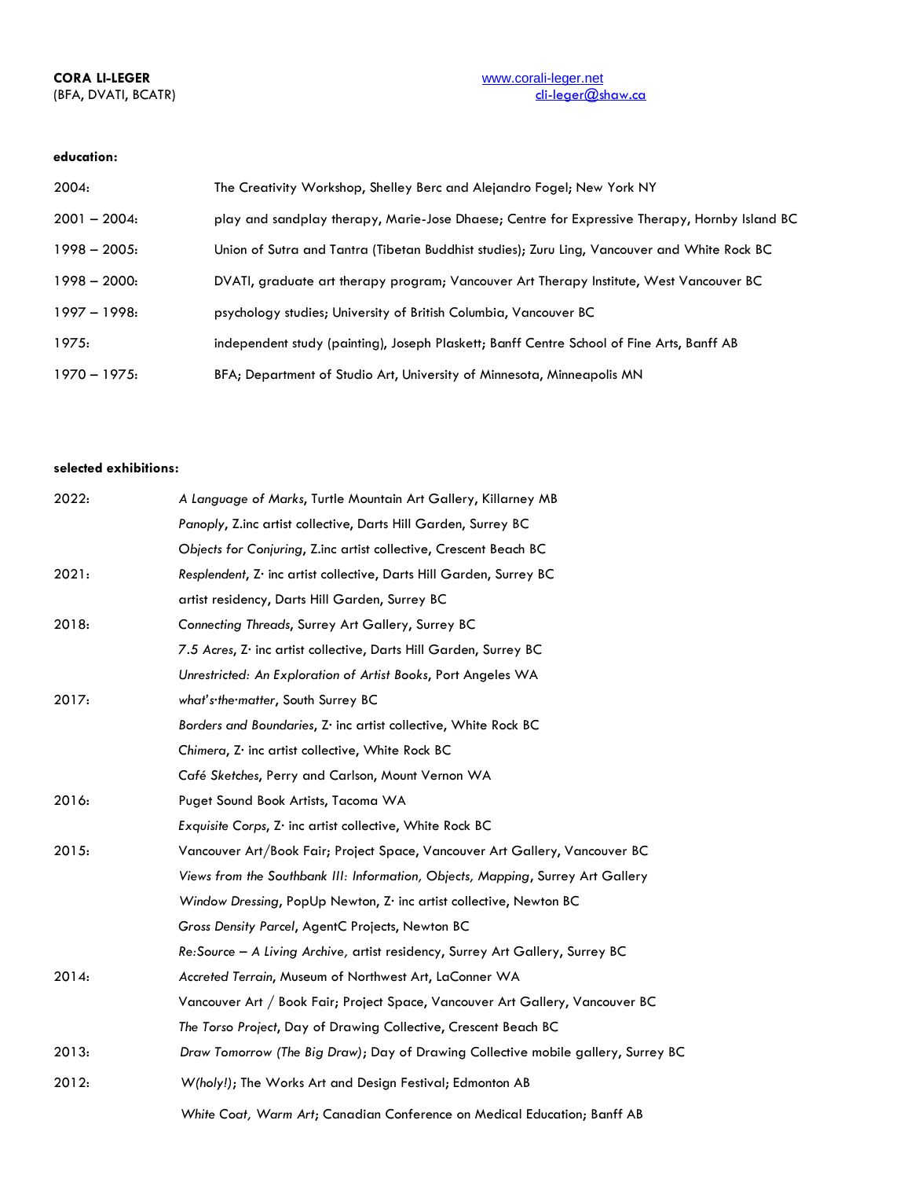**CORA LI-LEGER**
(BFA, DVATI, BCATR)

www.corali-leger.net
cli-leger@shaw.ca

**education:**

| | |
|---|---|
| 2004: | The Creativity Workshop, Shelley Berc and Alejandro Fogel; New York NY |
| 2001 – 2004: | play and sandplay therapy, Marie-Jose Dhaese; Centre for Expressive Therapy, Hornby Island BC |
| 1998 – 2005: | Union of Sutra and Tantra (Tibetan Buddhist studies); Zuru Ling, Vancouver and White Rock BC |
| 1998 – 2000: | DVATI, graduate art therapy program; Vancouver Art Therapy Institute, West Vancouver BC |
| 1997 – 1998: | psychology studies; University of British Columbia, Vancouver BC |
| 1975: | independent study (painting), Joseph Plaskett; Banff Centre School of Fine Arts, Banff AB |
| 1970 – 1975: | BFA; Department of Studio Art, University of Minnesota, Minneapolis MN |

**selected exhibitions:**

| | |
|---|---|
| 2022: | *A Language of Marks*, Turtle Mountain Art Gallery, Killarney MB |
| | *Panoply*, Z.inc artist collective, Darts Hill Garden, Surrey BC |
| | *Objects for Conjuring*, Z.inc artist collective, Crescent Beach BC |
| 2021: | *Resplendent*, Z· inc artist collective, Darts Hill Garden, Surrey BC |
| | artist residency, Darts Hill Garden, Surrey BC |
| 2018: | *Connecting Threads*, Surrey Art Gallery, Surrey BC |
| | *7.5 Acres*, Z· inc artist collective, Darts Hill Garden, Surrey BC |
| | *Unrestricted: An Exploration of Artist Books*, Port Angeles WA |
| 2017: | *what's·the·matter*, South Surrey BC |
| | *Borders and Boundaries*, Z· inc artist collective, White Rock BC |
| | *Chimera*, Z· inc artist collective, White Rock BC |
| | *Café Sketches*, Perry and Carlson, Mount Vernon WA |
| 2016: | Puget Sound Book Artists, Tacoma WA |
| | *Exquisite Corps*, Z· inc artist collective, White Rock BC |
| 2015: | Vancouver Art/Book Fair; Project Space, Vancouver Art Gallery, Vancouver BC |
| | *Views from the Southbank III: Information, Objects, Mapping*, Surrey Art Gallery |
| | *Window Dressing*, PopUp Newton, Z· inc artist collective, Newton BC |
| | *Gross Density Parcel*, AgentC Projects, Newton BC |
| | *Re:Source – A Living Archive,* artist residency, Surrey Art Gallery, Surrey BC |
| 2014: | *Accreted Terrain*, Museum of Northwest Art, LaConner WA |
| | Vancouver Art / Book Fair; Project Space, Vancouver Art Gallery, Vancouver BC |
| | *The Torso Project*, Day of Drawing Collective, Crescent Beach BC |
| 2013: | *Draw Tomorrow (The Big Draw)*; Day of Drawing Collective mobile gallery, Surrey BC |
| 2012: | *W(holy!)*; The Works Art and Design Festival; Edmonton AB |
| | *White Coat, Warm Art*; Canadian Conference on Medical Education; Banff AB |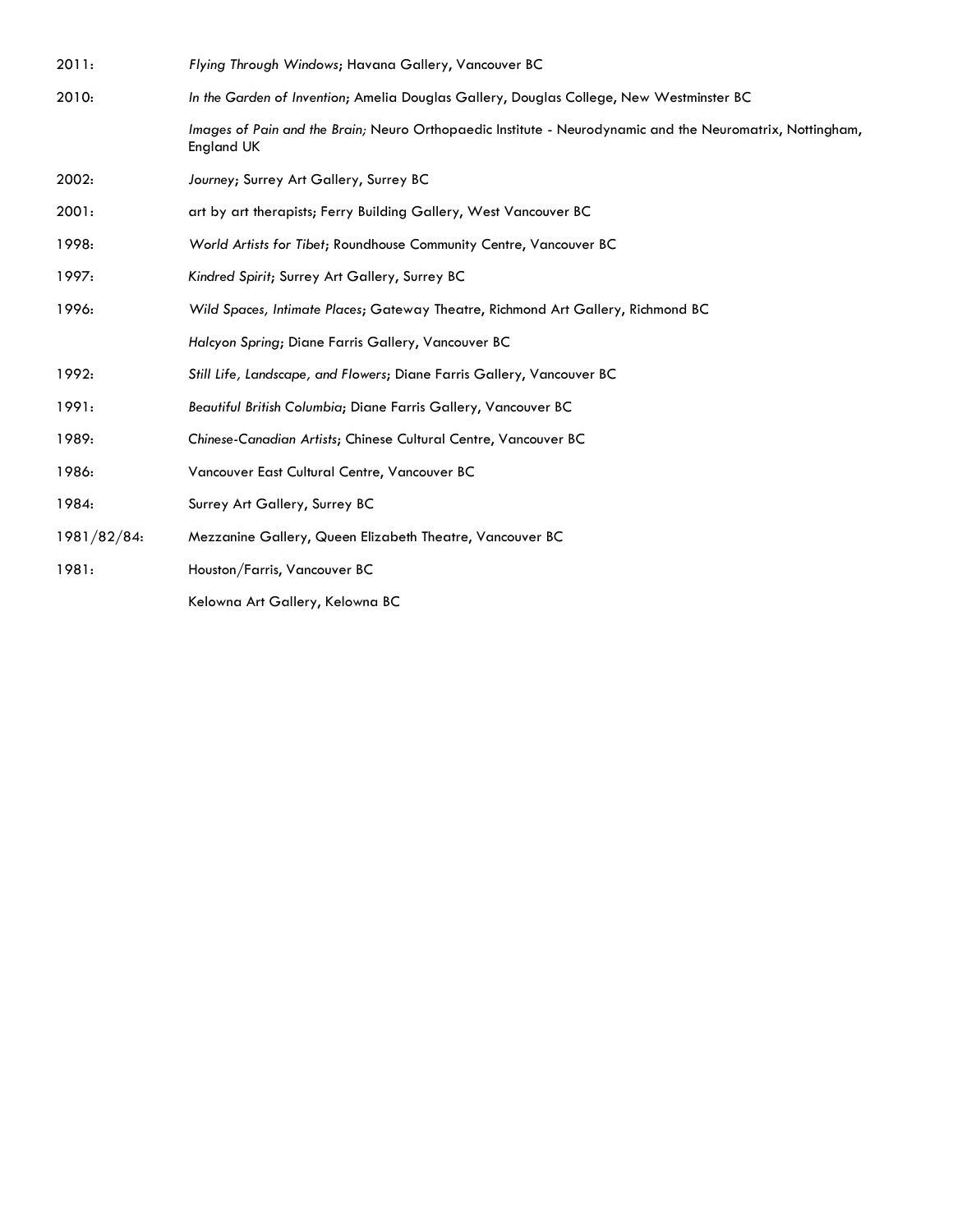2011: *Flying Through Windows*; Havana Gallery, Vancouver BC

2010: *In the Garden of Invention*; Amelia Douglas Gallery, Douglas College, New Westminster BC

*Images of Pain and the Brain;* Neuro Orthopaedic Institute - Neurodynamic and the Neuromatrix, Nottingham, England UK

2002: *Journey*; Surrey Art Gallery, Surrey BC

2001: art by art therapists; Ferry Building Gallery, West Vancouver BC

1998: *World Artists for Tibet*; Roundhouse Community Centre, Vancouver BC

1997: *Kindred Spirit*; Surrey Art Gallery, Surrey BC

1996: *Wild Spaces, Intimate Places*; Gateway Theatre, Richmond Art Gallery, Richmond BC

*Halcyon Spring*; Diane Farris Gallery, Vancouver BC

1992: *Still Life, Landscape, and Flowers*; Diane Farris Gallery, Vancouver BC

1991: *Beautiful British Columbia*; Diane Farris Gallery, Vancouver BC

1989: *Chinese-Canadian Artists*; Chinese Cultural Centre, Vancouver BC

1986: Vancouver East Cultural Centre, Vancouver BC

1984: Surrey Art Gallery, Surrey BC

1981/82/84: Mezzanine Gallery, Queen Elizabeth Theatre, Vancouver BC

1981: Houston/Farris, Vancouver BC

Kelowna Art Gallery, Kelowna BC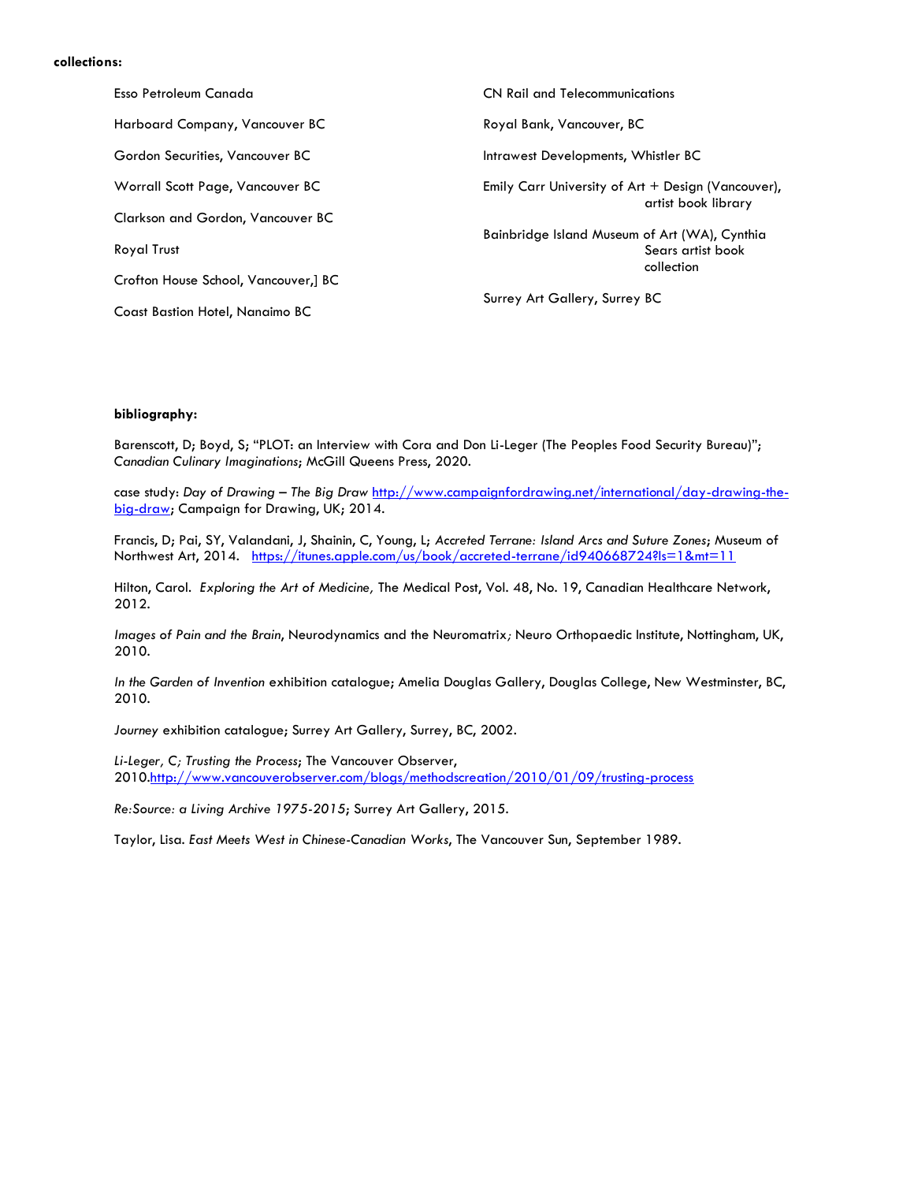**collections:**

Esso Petroleum Canada

Harboard Company, Vancouver BC

Gordon Securities, Vancouver BC

Worrall Scott Page, Vancouver BC

Clarkson and Gordon, Vancouver BC

Royal Trust

Crofton House School, Vancouver,] BC

Coast Bastion Hotel, Nanaimo BC

CN Rail and Telecommunications

Royal Bank, Vancouver, BC

Intrawest Developments, Whistler BC

Emily Carr University of Art + Design (Vancouver), artist book library

Bainbridge Island Museum of Art (WA), Cynthia Sears artist book collection

Surrey Art Gallery, Surrey BC

**bibliography:**

Barenscott, D; Boyd, S; "PLOT: an Interview with Cora and Don Li-Leger (The Peoples Food Security Bureau)"; *Canadian Culinary Imaginations*; McGill Queens Press, 2020.

case study: *Day of Drawing – The Big Draw* http://www.campaignfordrawing.net/international/day-drawing-the-big-draw; Campaign for Drawing, UK; 2014.

Francis, D; Pai, SY, Valandani, J, Shainin, C, Young, L; *Accreted Terrane: Island Arcs and Suture Zones*; Museum of Northwest Art, 2014. https://itunes.apple.com/us/book/accreted-terrane/id940668724?ls=1&mt=11

Hilton, Carol. *Exploring the Art of Medicine,* The Medical Post, Vol. 48, No. 19, Canadian Healthcare Network, 2012.

*Images of Pain and the Brain*, Neurodynamics and the Neuromatrix*;* Neuro Orthopaedic Institute, Nottingham, UK, 2010.

*In the Garden of Invention* exhibition catalogue; Amelia Douglas Gallery, Douglas College, New Westminster, BC, 2010.

*Journey* exhibition catalogue; Surrey Art Gallery, Surrey, BC, 2002.

*Li-Leger, C; Trusting the Process*; The Vancouver Observer, 2010.http://www.vancouverobserver.com/blogs/methodscreation/2010/01/09/trusting-process

*Re:Source: a Living Archive 1975-2015*; Surrey Art Gallery, 2015.

Taylor, Lisa. *East Meets West in Chinese-Canadian Works*, The Vancouver Sun, September 1989.